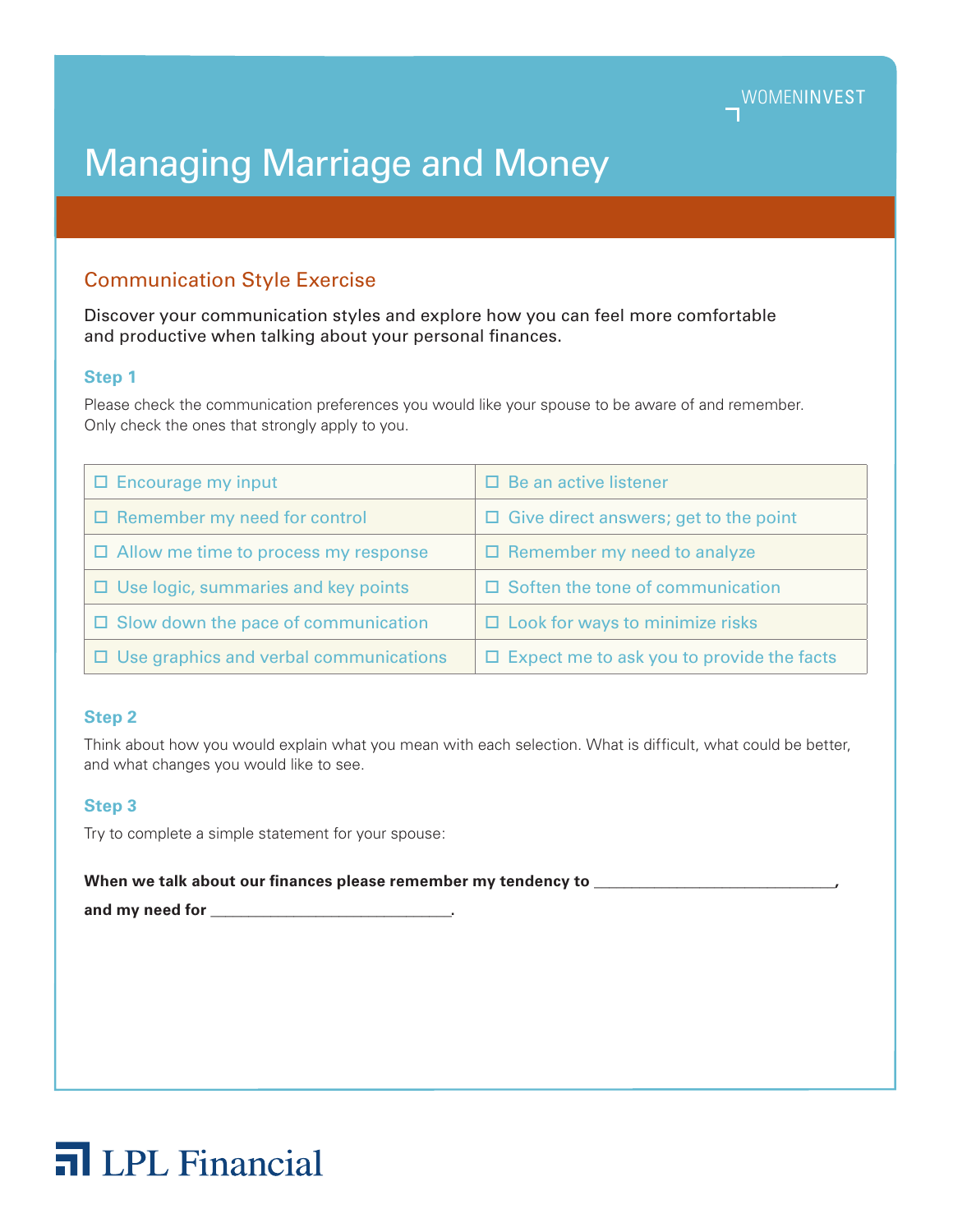WOMENINVEST

# Managing Marriage and Money

## Communication Style Exercise

Discover your communication styles and explore how you can feel more comfortable and productive when talking about your personal finances.

### Step 1

Please check the communication preferences you would like your spouse to be aware of and remember. Only check the ones that strongly apply to you.

| | |
|---|---|
| ☐ Encourage my input | ☐ Be an active listener |
| ☐ Remember my need for control | ☐ Give direct answers; get to the point |
| ☐ Allow me time to process my response | ☐ Remember my need to analyze |
| ☐ Use logic, summaries and key points | ☐ Soften the tone of communication |
| ☐ Slow down the pace of communication | ☐ Look for ways to minimize risks |
| ☐ Use graphics and verbal communications | ☐ Expect me to ask you to provide the facts |

### Step 2

Think about how you would explain what you mean with each selection. What is difficult, what could be better, and what changes you would like to see.

### Step 3

Try to complete a simple statement for your spouse:

**When we talk about our finances please remember my tendency to ____________________________,**

**and my need for ____________________________.**

LPL Financial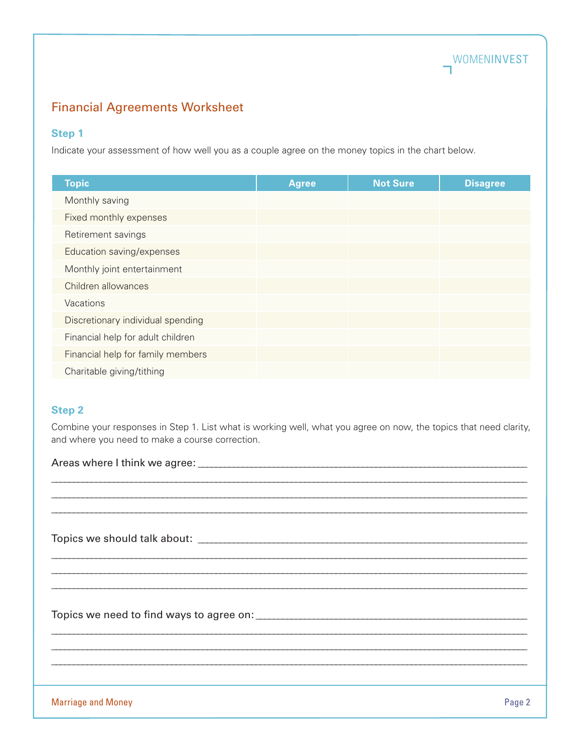## Financial Agreements Worksheet

### Step 1

Indicate your assessment of how well you as a couple agree on the money topics in the chart below.

| Topic | Agree | Not Sure | Disagree |
|---|---|---|---|
| Monthly saving | | | |
| Fixed monthly expenses | | | |
| Retirement savings | | | |
| Education saving/expenses | | | |
| Monthly joint entertainment | | | |
| Children allowances | | | |
| Vacations | | | |
| Discretionary individual spending | | | |
| Financial help for adult children | | | |
| Financial help for family members | | | |
| Charitable giving/tithing | | | |

### Step 2

Combine your responses in Step 1. List what is working well, what you agree on now, the topics that need clarity, and where you need to make a course correction.

Areas where I think we agree: ______________________________________________________________

______________________________________________________________________________________

______________________________________________________________________________________

______________________________________________________________________________________

Topics we should talk about: ______________________________________________________________

______________________________________________________________________________________

______________________________________________________________________________________

______________________________________________________________________________________

Topics we need to find ways to agree on: ___________________________________________________

______________________________________________________________________________________

______________________________________________________________________________________

______________________________________________________________________________________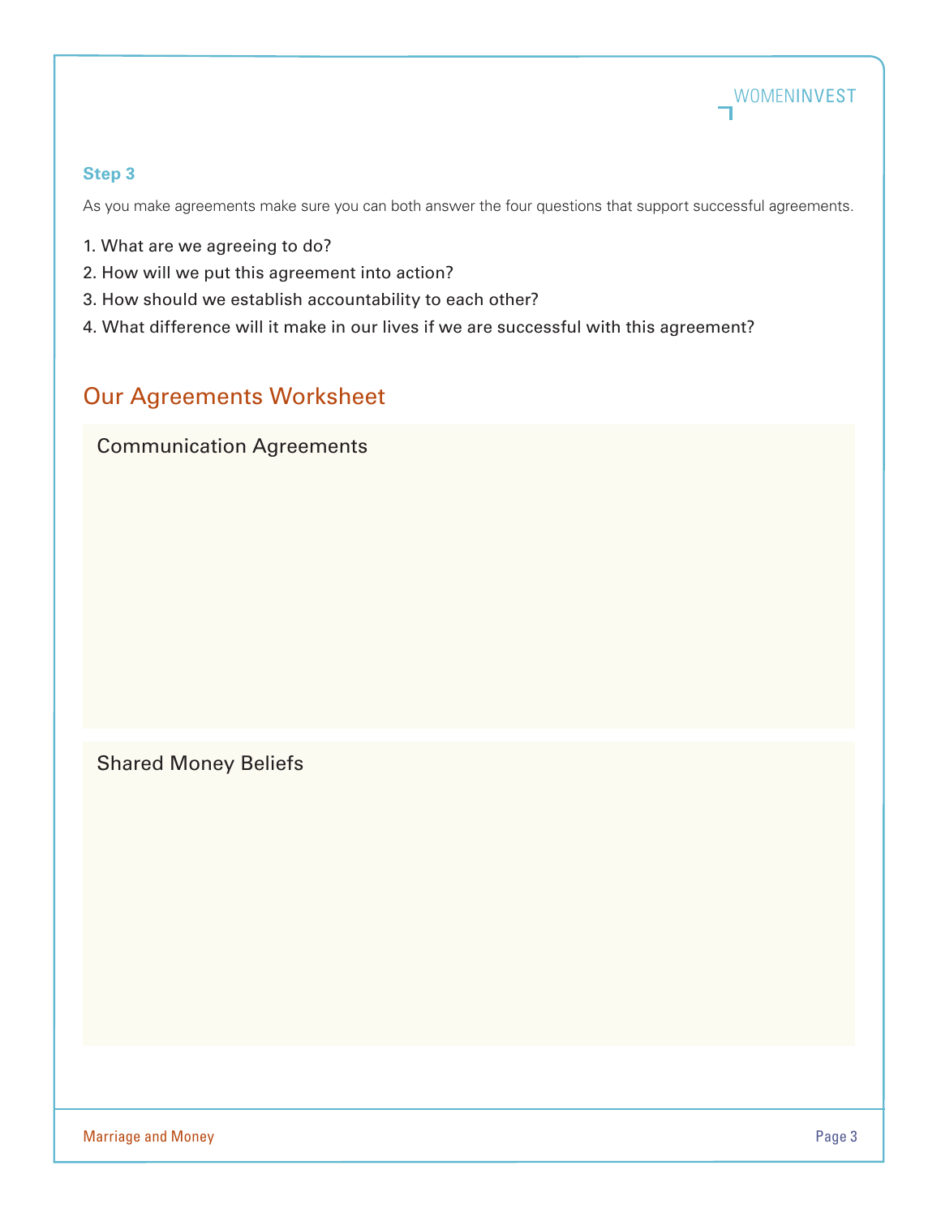### Step 3

As you make agreements make sure you can both answer the four questions that support successful agreements.

1. What are we agreeing to do?
2. How will we put this agreement into action?
3. How should we establish accountability to each other?
4. What difference will it make in our lives if we are successful with this agreement?

## Our Agreements Worksheet

### Communication Agreements

### Shared Money Beliefs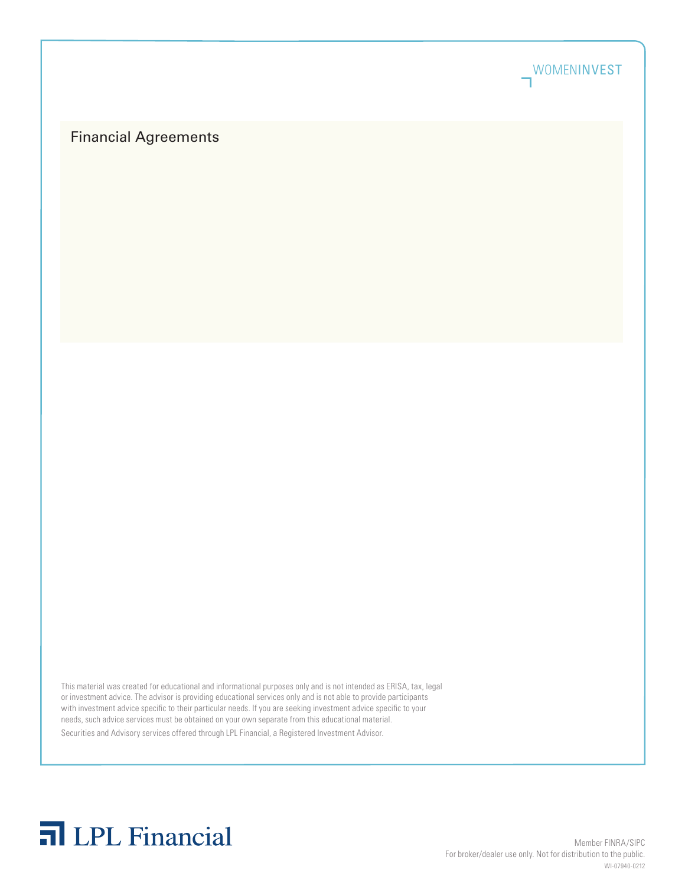WOMENINVEST

## Financial Agreements

This material was created for educational and informational purposes only and is not intended as ERISA, tax, legal or investment advice. The advisor is providing educational services only and is not able to provide participants with investment advice specific to their particular needs. If you are seeking investment advice specific to your needs, such advice services must be obtained on your own separate from this educational material.

Securities and Advisory services offered through LPL Financial, a Registered Investment Advisor.

LPL Financial

Member FINRA/SIPC

For broker/dealer use only. Not for distribution to the public.

WI-07940-0212